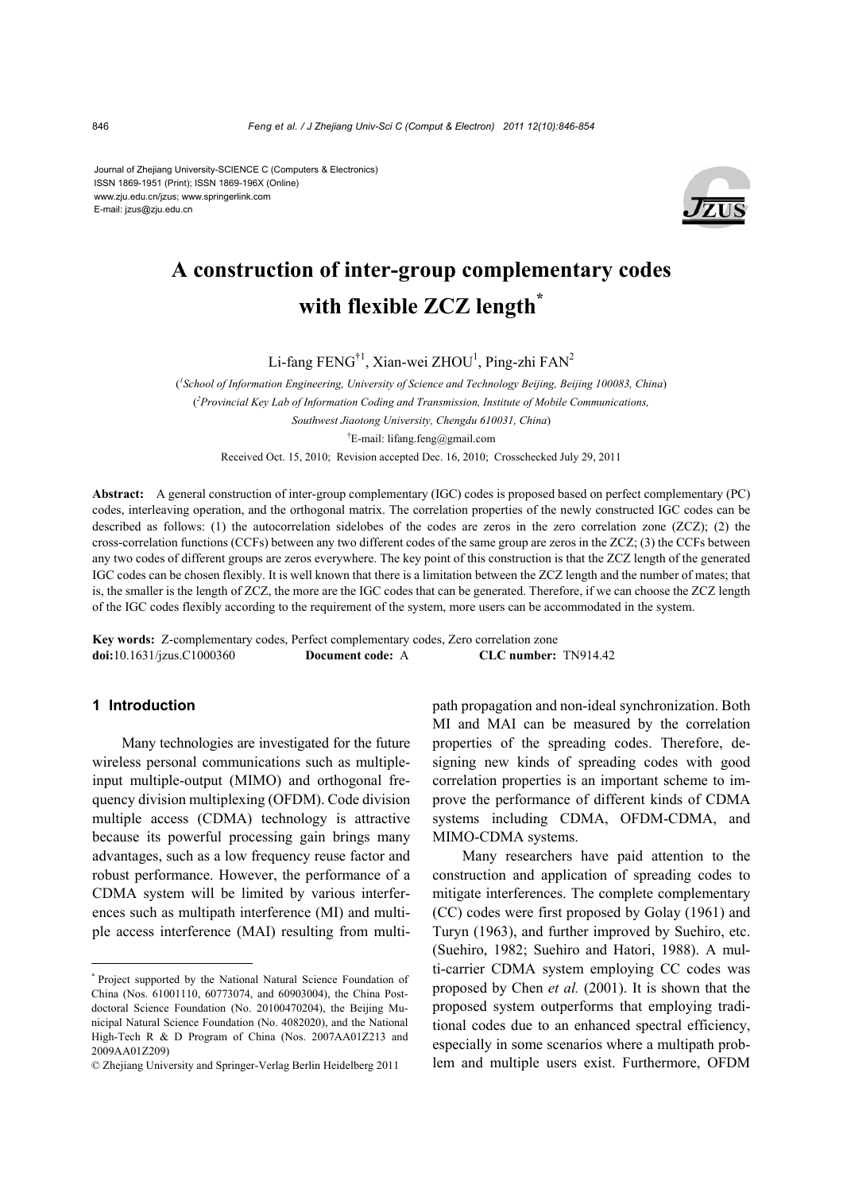Journal of Zhejiang University-SCIENCE C (Computers & Electronics)
ISSN 1869-1951 (Print); ISSN 1869-196X (Online)
www.zju.edu.cn/jzus; www.springerlink.com
E-mail: jzus@zju.edu.cn

# A construction of inter-group complementary codes with flexible ZCZ length*

Li-fang FENG[†1], Xian-wei ZHOU[1], Ping-zhi FAN[2]

([1]*School of Information Engineering, University of Science and Technology Beijing, Beijing 100083, China*)

([2]*Provincial Key Lab of Information Coding and Transmission, Institute of Mobile Communications, Southwest Jiaotong University, Chengdu 610031, China*)

[†]E-mail: lifang.feng@gmail.com

Received Oct. 15, 2010; Revision accepted Dec. 16, 2010; Crosschecked July 29, 2011

**Abstract:** A general construction of inter-group complementary (IGC) codes is proposed based on perfect complementary (PC) codes, interleaving operation, and the orthogonal matrix. The correlation properties of the newly constructed IGC codes can be described as follows: (1) the autocorrelation sidelobes of the codes are zeros in the zero correlation zone (ZCZ); (2) the cross-correlation functions (CCFs) between any two different codes of the same group are zeros in the ZCZ; (3) the CCFs between any two codes of different groups are zeros everywhere. The key point of this construction is that the ZCZ length of the generated IGC codes can be chosen flexibly. It is well known that there is a limitation between the ZCZ length and the number of mates; that is, the smaller is the length of ZCZ, the more are the IGC codes that can be generated. Therefore, if we can choose the ZCZ length of the IGC codes flexibly according to the requirement of the system, more users can be accommodated in the system.

**Key words:** Z-complementary codes, Perfect complementary codes, Zero correlation zone
**doi:**10.1631/jzus.C1000360 **Document code:** A **CLC number:** TN914.42

## 1 Introduction

Many technologies are investigated for the future wireless personal communications such as multiple-input multiple-output (MIMO) and orthogonal frequency division multiplexing (OFDM). Code division multiple access (CDMA) technology is attractive because its powerful processing gain brings many advantages, such as a low frequency reuse factor and robust performance. However, the performance of a CDMA system will be limited by various interferences such as multipath interference (MI) and multiple access interference (MAI) resulting from multipath propagation and non-ideal synchronization. Both MI and MAI can be measured by the correlation properties of the spreading codes. Therefore, designing new kinds of spreading codes with good correlation properties is an important scheme to improve the performance of different kinds of CDMA systems including CDMA, OFDM-CDMA, and MIMO-CDMA systems.

Many researchers have paid attention to the construction and application of spreading codes to mitigate interferences. The complete complementary (CC) codes were first proposed by Golay (1961) and Turyn (1963), and further improved by Suehiro, etc. (Suehiro, 1982; Suehiro and Hatori, 1988). A multi-carrier CDMA system employing CC codes was proposed by Chen *et al.* (2001). It is shown that the proposed system outperforms that employing traditional codes due to an enhanced spectral efficiency, especially in some scenarios where a multipath problem and multiple users exist. Furthermore, OFDM

---

* Project supported by the National Natural Science Foundation of China (Nos. 61001110, 60773074, and 60903004), the China Postdoctoral Science Foundation (No. 20100470204), the Beijing Municipal Natural Science Foundation (No. 4082020), and the National High-Tech R & D Program of China (Nos. 2007AA01Z213 and 2009AA01Z209)

© Zhejiang University and Springer-Verlag Berlin Heidelberg 2011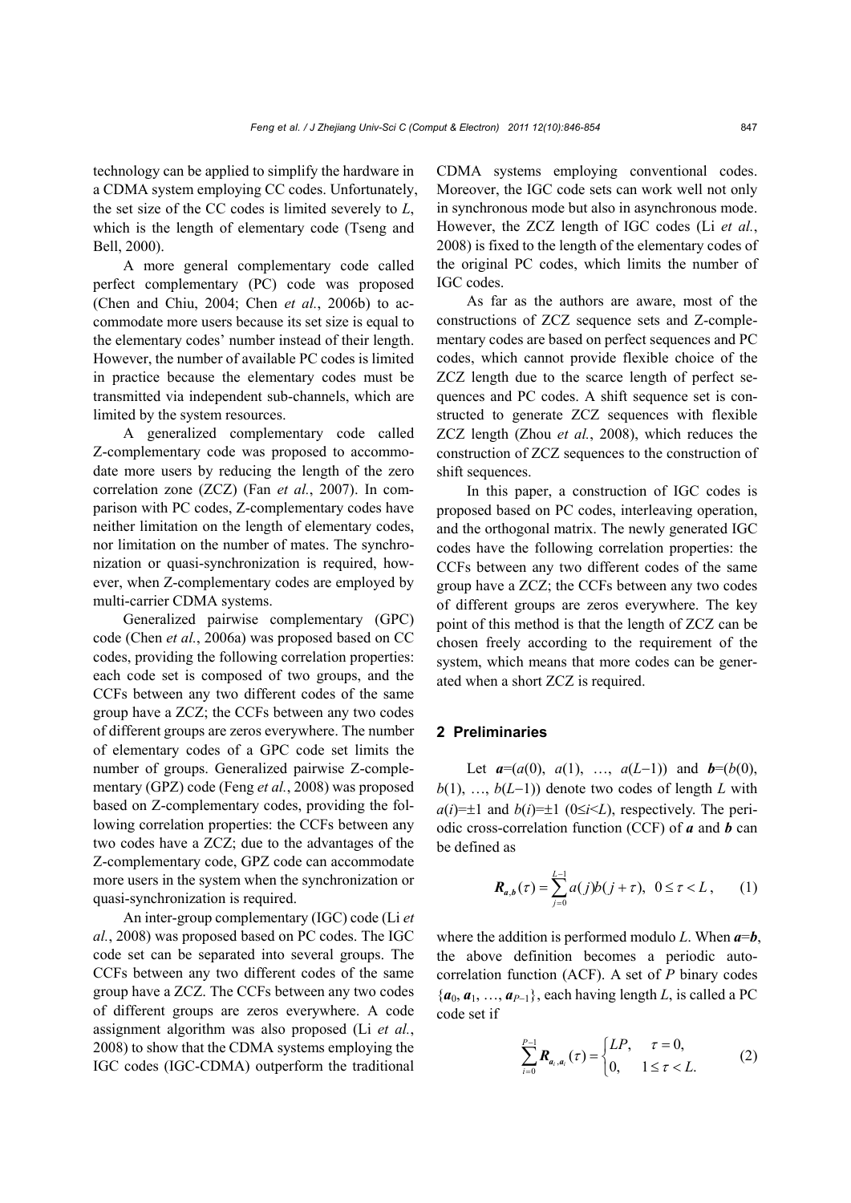technology can be applied to simplify the hardware in a CDMA system employing CC codes. Unfortunately, the set size of the CC codes is limited severely to $L$, which is the length of elementary code (Tseng and Bell, 2000).

A more general complementary code called perfect complementary (PC) code was proposed (Chen and Chiu, 2004; Chen *et al.*, 2006b) to accommodate more users because its set size is equal to the elementary codes' number instead of their length. However, the number of available PC codes is limited in practice because the elementary codes must be transmitted via independent sub-channels, which are limited by the system resources.

A generalized complementary code called Z-complementary code was proposed to accommodate more users by reducing the length of the zero correlation zone (ZCZ) (Fan *et al.*, 2007). In comparison with PC codes, Z-complementary codes have neither limitation on the length of elementary codes, nor limitation on the number of mates. The synchronization or quasi-synchronization is required, however, when Z-complementary codes are employed by multi-carrier CDMA systems.

Generalized pairwise complementary (GPC) code (Chen *et al.*, 2006a) was proposed based on CC codes, providing the following correlation properties: each code set is composed of two groups, and the CCFs between any two different codes of the same group have a ZCZ; the CCFs between any two codes of different groups are zeros everywhere. The number of elementary codes of a GPC code set limits the number of groups. Generalized pairwise Z-complementary (GPZ) code (Feng *et al.*, 2008) was proposed based on Z-complementary codes, providing the following correlation properties: the CCFs between any two codes have a ZCZ; due to the advantages of the Z-complementary code, GPZ code can accommodate more users in the system when the synchronization or quasi-synchronization is required.

An inter-group complementary (IGC) code (Li *et al.*, 2008) was proposed based on PC codes. The IGC code set can be separated into several groups. The CCFs between any two different codes of the same group have a ZCZ. The CCFs between any two codes of different groups are zeros everywhere. A code assignment algorithm was also proposed (Li *et al.*, 2008) to show that the CDMA systems employing the IGC codes (IGC-CDMA) outperform the traditional CDMA systems employing conventional codes. Moreover, the IGC code sets can work well not only in synchronous mode but also in asynchronous mode. However, the ZCZ length of IGC codes (Li *et al.*, 2008) is fixed to the length of the elementary codes of the original PC codes, which limits the number of IGC codes.

As far as the authors are aware, most of the constructions of ZCZ sequence sets and Z-complementary codes are based on perfect sequences and PC codes, which cannot provide flexible choice of the ZCZ length due to the scarce length of perfect sequences and PC codes. A shift sequence set is constructed to generate ZCZ sequences with flexible ZCZ length (Zhou *et al.*, 2008), which reduces the construction of ZCZ sequences to the construction of shift sequences.

In this paper, a construction of IGC codes is proposed based on PC codes, interleaving operation, and the orthogonal matrix. The newly generated IGC codes have the following correlation properties: the CCFs between any two different codes of the same group have a ZCZ; the CCFs between any two codes of different groups are zeros everywhere. The key point of this method is that the length of ZCZ can be chosen freely according to the requirement of the system, which means that more codes can be generated when a short ZCZ is required.

## 2 Preliminaries

Let $\boldsymbol{a}=(a(0), a(1), \ldots, a(L-1))$ and $\boldsymbol{b}=(b(0), b(1), \ldots, b(L-1))$ denote two codes of length $L$ with $a(i)=\pm1$ and $b(i)=\pm1$ $(0\le i<L)$, respectively. The periodic cross-correlation function (CCF) of $\boldsymbol{a}$ and $\boldsymbol{b}$ can be defined as

$$\boldsymbol{R}_{\boldsymbol{a},\boldsymbol{b}}(\tau)=\sum_{j=0}^{L-1} a(j)b(j+\tau),\ \ 0\le\tau<L, \qquad (1)$$

where the addition is performed modulo $L$. When $\boldsymbol{a}=\boldsymbol{b}$, the above definition becomes a periodic autocorrelation function (ACF). A set of $P$ binary codes $\{\boldsymbol{a}_0, \boldsymbol{a}_1, \ldots, \boldsymbol{a}_{P-1}\}$, each having length $L$, is called a PC code set if

$$\sum_{i=0}^{P-1}\boldsymbol{R}_{\boldsymbol{a}_i,\boldsymbol{a}_i}(\tau)=\begin{cases} LP, & \tau=0, \\ 0, & 1\le\tau<L. \end{cases} \qquad (2)$$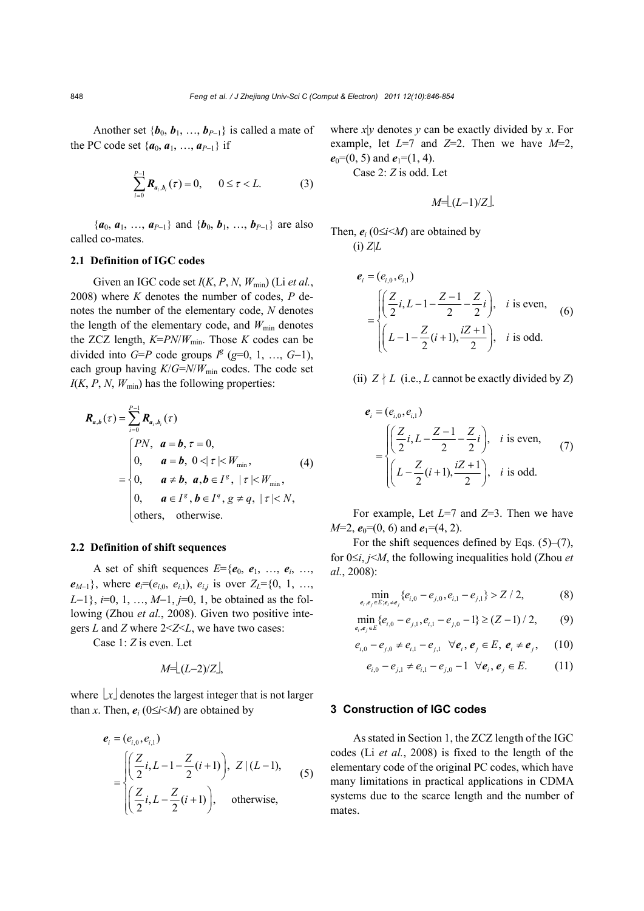Another set $\{\boldsymbol{b}_0, \boldsymbol{b}_1, \ldots, \boldsymbol{b}_{P-1}\}$ is called a mate of the PC code set $\{\boldsymbol{a}_0, \boldsymbol{a}_1, \ldots, \boldsymbol{a}_{P-1}\}$ if

$$\sum_{i=0}^{P-1} \boldsymbol{R}_{\boldsymbol{a}_i,\boldsymbol{b}_i}(\tau) = 0, \qquad 0 \le \tau < L. \tag{3}$$

$\{\boldsymbol{a}_0, \boldsymbol{a}_1, \ldots, \boldsymbol{a}_{P-1}\}$ and $\{\boldsymbol{b}_0, \boldsymbol{b}_1, \ldots, \boldsymbol{b}_{P-1}\}$ are also called co-mates.

### 2.1 Definition of IGC codes

Given an IGC code set $I(K, P, N, W_{\min})$ (Li *et al.*, 2008) where $K$ denotes the number of codes, $P$ denotes the number of the elementary code, $N$ denotes the length of the elementary code, and $W_{\min}$ denotes the ZCZ length, $K=PN/W_{\min}$. Those $K$ codes can be divided into $G=P$ code groups $I^g$ ($g=0, 1, \ldots, G-1$), each group having $K/G=N/W_{\min}$ codes. The code set $I(K, P, N, W_{\min})$ has the following properties:

$$\boldsymbol{R}_{\boldsymbol{a},\boldsymbol{b}}(\tau) = \sum_{i=0}^{P-1} \boldsymbol{R}_{\boldsymbol{a}_i,\boldsymbol{b}_i}(\tau) = \begin{cases} PN, & \boldsymbol{a}=\boldsymbol{b}, \tau=0, \\ 0, & \boldsymbol{a}=\boldsymbol{b},\ 0<|\tau|<W_{\min}, \\ 0, & \boldsymbol{a}\ne\boldsymbol{b},\ \boldsymbol{a},\boldsymbol{b}\in I^g,\ |\tau|<W_{\min}, \\ 0, & \boldsymbol{a}\in I^g, \boldsymbol{b}\in I^q, g\ne q,\ |\tau|<N, \\ \text{others}, & \text{otherwise}. \end{cases} \tag{4}$$

### 2.2 Definition of shift sequences

A set of shift sequences $E=\{\boldsymbol{e}_0, \boldsymbol{e}_1, \ldots, \boldsymbol{e}_i, \ldots, \boldsymbol{e}_{M-1}\}$, where $\boldsymbol{e}_i=(e_{i,0}, e_{i,1})$, $e_{i,j}$ is over $Z_L=\{0, 1, \ldots, L-1\}$, $i=0, 1, \ldots, M-1$, $j=0, 1$, be obtained as the following (Zhou *et al.*, 2008). Given two positive integers $L$ and $Z$ where $2<Z<L$, we have two cases:

Case 1: $Z$ is even. Let

$$M=\lfloor (L-2)/Z \rfloor,$$

where $\lfloor x \rfloor$ denotes the largest integer that is not larger than $x$. Then, $\boldsymbol{e}_i$ ($0\le i<M$) are obtained by

$$\boldsymbol{e}_i = (e_{i,0}, e_{i,1}) = \begin{cases} \left(\dfrac{Z}{2}i, L-1-\dfrac{Z}{2}(i+1)\right), & Z\,|\,(L-1), \\ \left(\dfrac{Z}{2}i, L-\dfrac{Z}{2}(i+1)\right), & \text{otherwise}, \end{cases} \tag{5}$$

where $x|y$ denotes $y$ can be exactly divided by $x$. For example, let $L=7$ and $Z=2$. Then we have $M=2$, $\boldsymbol{e}_0=(0, 5)$ and $\boldsymbol{e}_1=(1, 4)$.

Case 2: $Z$ is odd. Let

$$M=\lfloor (L-1)/Z \rfloor.$$

Then, $\boldsymbol{e}_i$ ($0\le i<M$) are obtained by

(i) $Z|L$

$$\boldsymbol{e}_i = (e_{i,0}, e_{i,1}) = \begin{cases} \left(\dfrac{Z}{2}i, L-1-\dfrac{Z-1}{2}-\dfrac{Z}{2}i\right), & i \text{ is even}, \\ \left(L-1-\dfrac{Z}{2}(i+1), \dfrac{iZ+1}{2}\right), & i \text{ is odd}. \end{cases} \tag{6}$$

(ii) $Z \nmid L$ (i.e., $L$ cannot be exactly divided by $Z$)

$$\boldsymbol{e}_i = (e_{i,0}, e_{i,1}) = \begin{cases} \left(\dfrac{Z}{2}i, L-\dfrac{Z-1}{2}-\dfrac{Z}{2}i\right), & i \text{ is even}, \\ \left(L-\dfrac{Z}{2}(i+1), \dfrac{iZ+1}{2}\right), & i \text{ is odd}. \end{cases} \tag{7}$$

For example, Let $L=7$ and $Z=3$. Then we have $M=2$, $\boldsymbol{e}_0=(0, 6)$ and $\boldsymbol{e}_1=(4, 2)$.

For the shift sequences defined by Eqs. (5)–(7), for $0\le i, j<M$, the following inequalities hold (Zhou *et al.*, 2008):

$$\min_{\boldsymbol{e}_i,\boldsymbol{e}_j\in E;\boldsymbol{e}_i\ne\boldsymbol{e}_j} \{e_{i,0}-e_{j,0}, e_{i,1}-e_{j,1}\} > Z/2, \tag{8}$$

$$\min_{\boldsymbol{e}_i,\boldsymbol{e}_j\in E} \{e_{i,0}-e_{j,1}, e_{i,1}-e_{j,0}-1\} \ge (Z-1)/2, \tag{9}$$

$$e_{i,0}-e_{j,0} \ne e_{i,1}-e_{j,1} \quad \forall \boldsymbol{e}_i, \boldsymbol{e}_j \in E,\ \boldsymbol{e}_i \ne \boldsymbol{e}_j, \tag{10}$$

$$e_{i,0}-e_{j,1} \ne e_{i,1}-e_{j,0}-1 \quad \forall \boldsymbol{e}_i, \boldsymbol{e}_j \in E. \tag{11}$$

## 3 Construction of IGC codes

As stated in Section 1, the ZCZ length of the IGC codes (Li *et al.*, 2008) is fixed to the length of the elementary code of the original PC codes, which have many limitations in practical applications in CDMA systems due to the scarce length and the number of mates.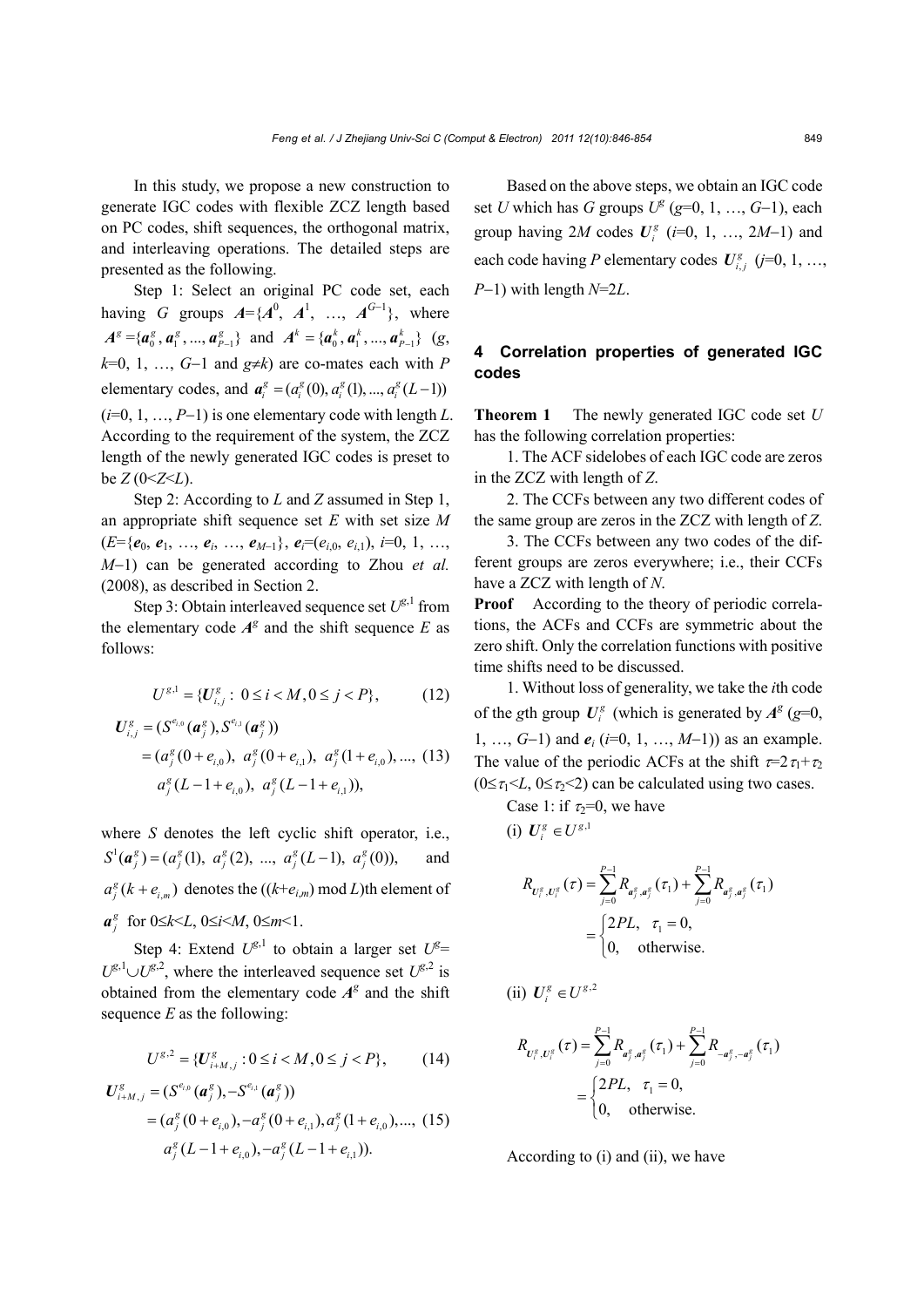In this study, we propose a new construction to generate IGC codes with flexible ZCZ length based on PC codes, shift sequences, the orthogonal matrix, and interleaving operations. The detailed steps are presented as the following.

Step 1: Select an original PC code set, each having $G$ groups $\boldsymbol{A}=\{\boldsymbol{A}^0, \boldsymbol{A}^1, \ldots, \boldsymbol{A}^{G-1}\}$, where $\boldsymbol{A}^g=\{\boldsymbol{a}_0^g, \boldsymbol{a}_1^g, \ldots, \boldsymbol{a}_{P-1}^g\}$ and $\boldsymbol{A}^k=\{\boldsymbol{a}_0^k, \boldsymbol{a}_1^k, \ldots, \boldsymbol{a}_{P-1}^k\}$ ($g$, $k$=0, 1, …, $G$−1 and $g \neq k$) are co-mates each with $P$ elementary codes, and $\boldsymbol{a}_i^g=(a_i^g(0), a_i^g(1), \ldots, a_i^g(L-1))$ ($i$=0, 1, …, $P$−1) is one elementary code with length $L$. According to the requirement of the system, the ZCZ length of the newly generated IGC codes is preset to be $Z$ ($0<Z<L$).

Step 2: According to $L$ and $Z$ assumed in Step 1, an appropriate shift sequence set $E$ with set size $M$ ($E=\{\boldsymbol{e}_0, \boldsymbol{e}_1, \ldots, \boldsymbol{e}_i, \ldots, \boldsymbol{e}_{M-1}\}$, $\boldsymbol{e}_i=(e_{i,0}, e_{i,1})$, $i$=0, 1, …, $M$−1) can be generated according to Zhou *et al.* (2008), as described in Section 2.

Step 3: Obtain interleaved sequence set $U^{g,1}$ from the elementary code $\boldsymbol{A}^g$ and the shift sequence $E$ as follows:

$$U^{g,1}=\{\boldsymbol{U}_{i,j}^g: 0 \le i < M, 0 \le j < P\}, \tag{12}$$

$$\begin{aligned}\boldsymbol{U}_{i,j}^g &= (S^{e_{i,0}}(\boldsymbol{a}_j^g), S^{e_{i,1}}(\boldsymbol{a}_j^g)) \\ &= (a_j^g(0+e_{i,0}),\ a_j^g(0+e_{i,1}),\ a_j^g(1+e_{i,0}), \ldots, \\ &\quad\ a_j^g(L-1+e_{i,0}),\ a_j^g(L-1+e_{i,1})),\end{aligned} \tag{13}$$

where $S$ denotes the left cyclic shift operator, i.e., $S^1(\boldsymbol{a}_j^g)=(a_j^g(1),\ a_j^g(2),\ \ldots,\ a_j^g(L-1),\ a_j^g(0))$, and $a_j^g(k+e_{i,m})$ denotes the $((k+e_{i,m}) \bmod L)$th element of $\boldsymbol{a}_j^g$ for $0 \le k < L$, $0 \le i < M$, $0 \le m < 1$.

Step 4: Extend $U^{g,1}$ to obtain a larger set $U^g=U^{g,1} \cup U^{g,2}$, where the interleaved sequence set $U^{g,2}$ is obtained from the elementary code $\boldsymbol{A}^g$ and the shift sequence $E$ as the following:

$$U^{g,2}=\{\boldsymbol{U}_{i+M,j}^g: 0 \le i < M, 0 \le j < P\}, \tag{14}$$

$$\begin{aligned}\boldsymbol{U}_{i+M,j}^g &= (S^{e_{i,0}}(\boldsymbol{a}_j^g), -S^{e_{i,1}}(\boldsymbol{a}_j^g)) \\ &= (a_j^g(0+e_{i,0}), -a_j^g(0+e_{i,1}), a_j^g(1+e_{i,0}), \ldots, \\ &\quad\ a_j^g(L-1+e_{i,0}), -a_j^g(L-1+e_{i,1})).\end{aligned} \tag{15}$$

Based on the above steps, we obtain an IGC code set $U$ which has $G$ groups $U^g$ ($g$=0, 1, …, $G$−1), each group having $2M$ codes $\boldsymbol{U}_i^g$ ($i$=0, 1, …, $2M$−1) and each code having $P$ elementary codes $\boldsymbol{U}_{i,j}^g$ ($j$=0, 1, …, $P$−1) with length $N$=2$L$.

## 4 Correlation properties of generated IGC codes

**Theorem 1** The newly generated IGC code set $U$ has the following correlation properties:

1. The ACF sidelobes of each IGC code are zeros in the ZCZ with length of $Z$.

2. The CCFs between any two different codes of the same group are zeros in the ZCZ with length of $Z$.

3. The CCFs between any two codes of the different groups are zeros everywhere; i.e., their CCFs have a ZCZ with length of $N$.

**Proof** According to the theory of periodic correlations, the ACFs and CCFs are symmetric about the zero shift. Only the correlation functions with positive time shifts need to be discussed.

1. Without loss of generality, we take the $i$th code of the $g$th group $\boldsymbol{U}_i^g$ (which is generated by $\boldsymbol{A}^g$ ($g$=0, 1, …, $G$−1) and $\boldsymbol{e}_i$ ($i$=0, 1, …, $M$−1)) as an example. The value of the periodic ACFs at the shift $\tau=2\tau_1+\tau_2$ ($0 \le \tau_1 < L$, $0 \le \tau_2 < 2$) can be calculated using two cases.

Case 1: if $\tau_2$=0, we have

(i) $\boldsymbol{U}_i^g \in U^{g,1}$

$$R_{\boldsymbol{U}_i^g, \boldsymbol{U}_i^g}(\tau)=\sum_{j=0}^{P-1} R_{\boldsymbol{a}_j^g, \boldsymbol{a}_j^g}(\tau_1)+\sum_{j=0}^{P-1} R_{\boldsymbol{a}_j^g, \boldsymbol{a}_j^g}(\tau_1) = \begin{cases} 2PL, & \tau_1=0, \\ 0, & \text{otherwise.} \end{cases}$$

(ii) $\boldsymbol{U}_i^g \in U^{g,2}$

$$R_{\boldsymbol{U}_i^g, \boldsymbol{U}_i^g}(\tau)=\sum_{j=0}^{P-1} R_{\boldsymbol{a}_j^g, \boldsymbol{a}_j^g}(\tau_1)+\sum_{j=0}^{P-1} R_{-\boldsymbol{a}_j^g, -\boldsymbol{a}_j^g}(\tau_1) = \begin{cases} 2PL, & \tau_1=0, \\ 0, & \text{otherwise.} \end{cases}$$

According to (i) and (ii), we have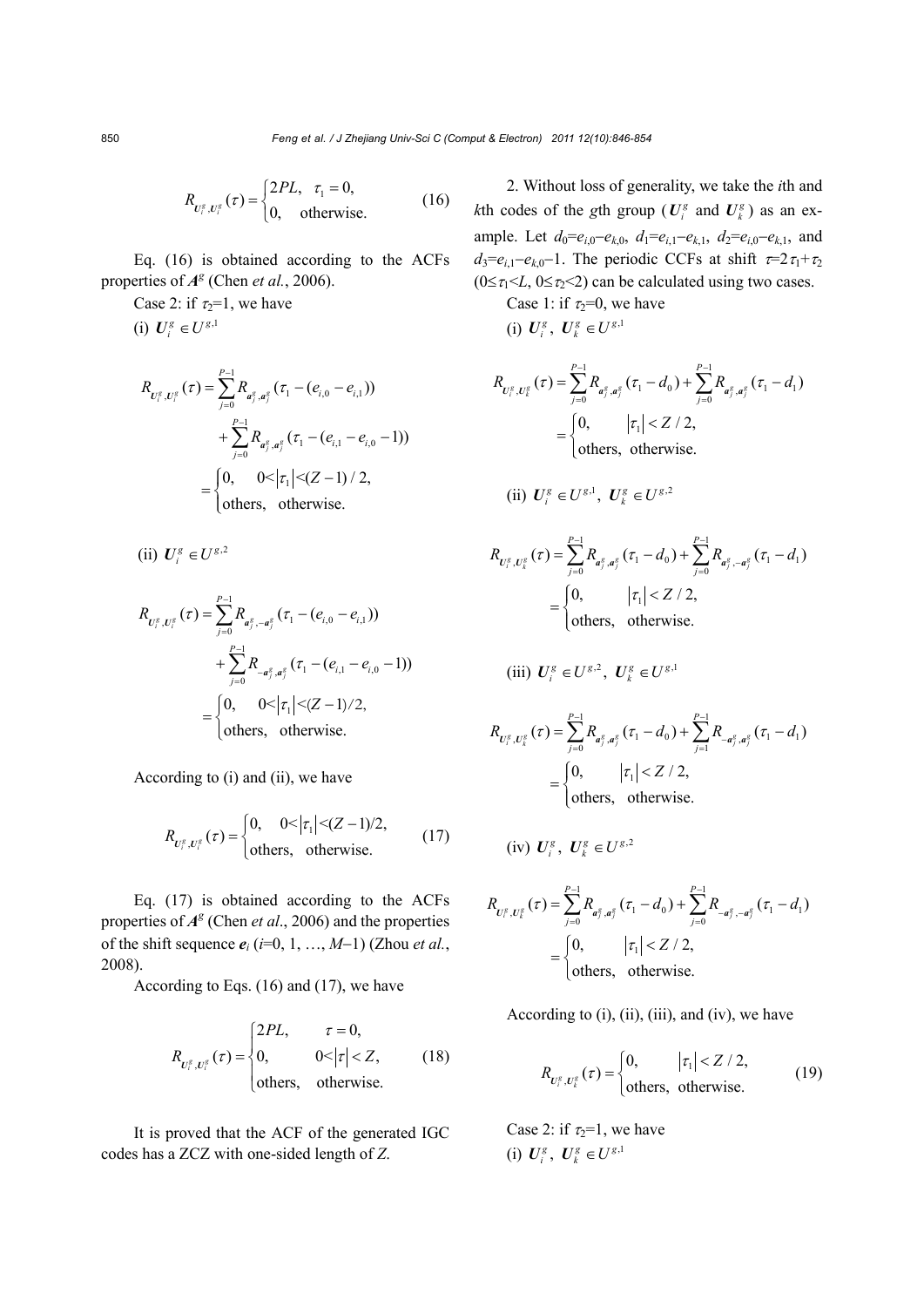$$R_{U_i^g,U_i^g}(\tau)=\begin{cases}2PL, & \tau_1=0,\\ 0, & \text{otherwise}.\end{cases} \tag{16}$$

Eq. (16) is obtained according to the ACFs properties of $A^g$ (Chen *et al.*, 2006).

Case 2: if $\tau_2$=1, we have

(i) $U_i^g \in U^{g,1}$

$$\begin{aligned}R_{U_i^g,U_i^g}(\tau)&=\sum_{j=0}^{P-1}R_{a_j^g,a_j^g}(\tau_1-(e_{i,0}-e_{i,1}))\\&\quad+\sum_{j=0}^{P-1}R_{a_j^g,a_j^g}(\tau_1-(e_{i,1}-e_{i,0}-1))\\&=\begin{cases}0, & 0<|\tau_1|<(Z-1)/2,\\ \text{others}, & \text{otherwise}.\end{cases}\end{aligned}$$

(ii) $U_i^g \in U^{g,2}$

$$\begin{aligned}R_{U_i^g,U_i^g}(\tau)&=\sum_{j=0}^{P-1}R_{a_j^g,-a_j^g}(\tau_1-(e_{i,0}-e_{i,1}))\\&\quad+\sum_{j=0}^{P-1}R_{-a_j^g,a_j^g}(\tau_1-(e_{i,1}-e_{i,0}-1))\\&=\begin{cases}0, & 0<|\tau_1|<(Z-1)/2,\\ \text{others}, & \text{otherwise}.\end{cases}\end{aligned}$$

According to (i) and (ii), we have

$$R_{U_i^g,U_i^g}(\tau)=\begin{cases}0, & 0<|\tau_1|<(Z-1)/2,\\ \text{others}, & \text{otherwise}.\end{cases} \tag{17}$$

Eq. (17) is obtained according to the ACFs properties of $A^g$ (Chen *et al.*, 2006) and the properties of the shift sequence $e_i$ ($i$=0, 1, …, $M$−1) (Zhou *et al.*, 2008).

According to Eqs. (16) and (17), we have

$$R_{U_i^g,U_i^g}(\tau)=\begin{cases}2PL, & \tau=0,\\ 0, & 0<|\tau|<Z,\\ \text{others}, & \text{otherwise}.\end{cases} \tag{18}$$

It is proved that the ACF of the generated IGC codes has a ZCZ with one-sided length of $Z$.

2. Without loss of generality, we take the $i$th and $k$th codes of the $g$th group ($U_i^g$ and $U_k^g$) as an example. Let $d_0=e_{i,0}-e_{k,0}$, $d_1=e_{i,1}-e_{k,1}$, $d_2=e_{i,0}-e_{k,1}$, and $d_3=e_{i,1}-e_{k,0}-1$. The periodic CCFs at shift $\tau=2\tau_1+\tau_2$ ($0\le\tau_1<L$, $0\le\tau_2<2$) can be calculated using two cases.

Case 1: if $\tau_2$=0, we have

(i) $U_i^g$, $U_k^g \in U^{g,1}$

$$\begin{aligned}R_{U_i^g,U_k^g}(\tau)&=\sum_{j=0}^{P-1}R_{a_j^g,a_j^g}(\tau_1-d_0)+\sum_{j=0}^{P-1}R_{a_j^g,a_j^g}(\tau_1-d_1)\\&=\begin{cases}0, & |\tau_1|<Z/2,\\ \text{others}, & \text{otherwise}.\end{cases}\end{aligned}$$

(ii) $U_i^g \in U^{g,1}$, $U_k^g \in U^{g,2}$

$$\begin{aligned}R_{U_i^g,U_k^g}(\tau)&=\sum_{j=0}^{P-1}R_{a_j^g,a_j^g}(\tau_1-d_0)+\sum_{j=0}^{P-1}R_{a_j^g,-a_j^g}(\tau_1-d_1)\\&=\begin{cases}0, & |\tau_1|<Z/2,\\ \text{others}, & \text{otherwise}.\end{cases}\end{aligned}$$

(iii) $U_i^g \in U^{g,2}$, $U_k^g \in U^{g,1}$

$$\begin{aligned}R_{U_i^g,U_k^g}(\tau)&=\sum_{j=0}^{P-1}R_{a_j^g,a_j^g}(\tau_1-d_0)+\sum_{j=1}^{P-1}R_{-a_j^g,a_j^g}(\tau_1-d_1)\\&=\begin{cases}0, & |\tau_1|<Z/2,\\ \text{others}, & \text{otherwise}.\end{cases}\end{aligned}$$

(iv) $U_i^g$, $U_k^g \in U^{g,2}$

$$\begin{aligned}R_{U_i^g,U_k^g}(\tau)&=\sum_{j=0}^{P-1}R_{a_j^g,a_j^g}(\tau_1-d_0)+\sum_{j=0}^{P-1}R_{-a_j^g,-a_j^g}(\tau_1-d_1)\\&=\begin{cases}0, & |\tau_1|<Z/2,\\ \text{others}, & \text{otherwise}.\end{cases}\end{aligned}$$

According to (i), (ii), (iii), and (iv), we have

$$R_{U_i^g,U_k^g}(\tau)=\begin{cases}0, & |\tau_1|<Z/2,\\ \text{others}, & \text{otherwise}.\end{cases} \tag{19}$$

Case 2: if $\tau_2$=1, we have

(i) $U_i^g$, $U_k^g \in U^{g,1}$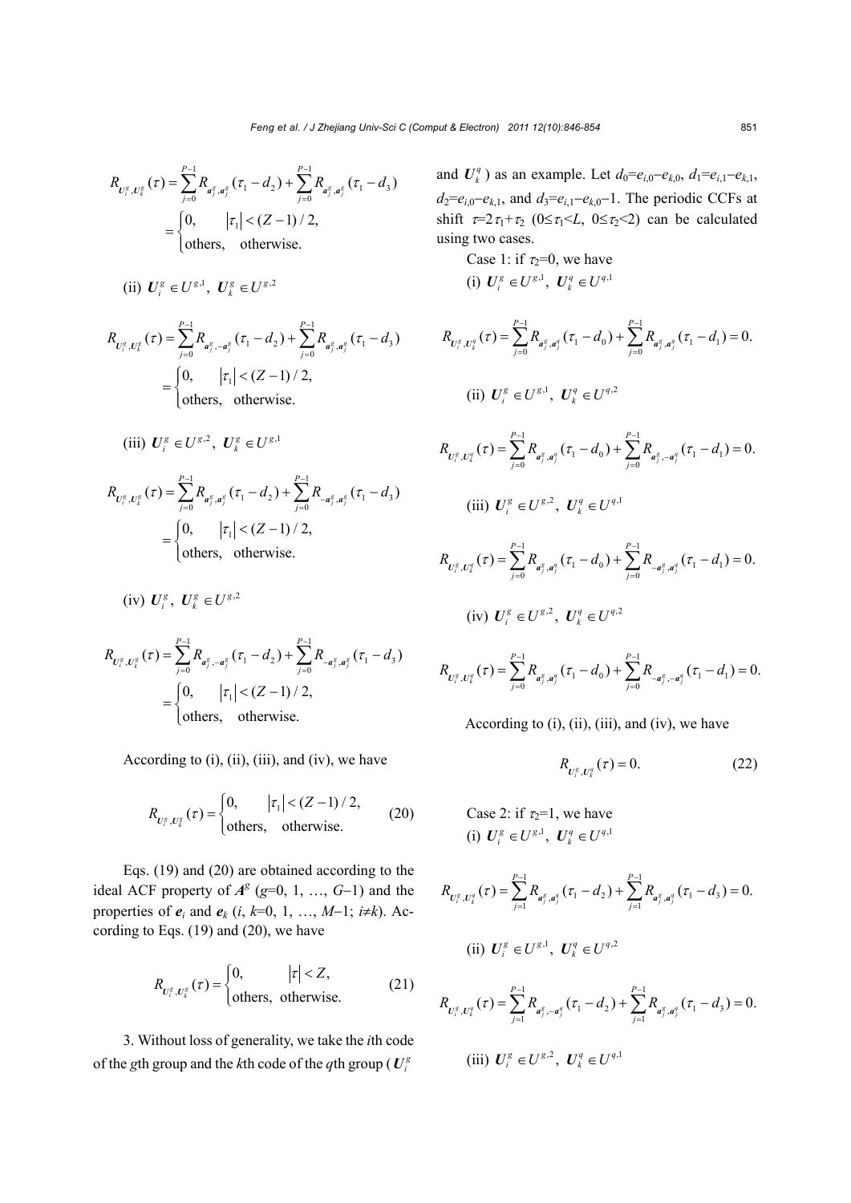$$R_{\boldsymbol{U}_i^g,\boldsymbol{U}_k^g}(\tau)=\sum_{j=0}^{P-1}R_{\boldsymbol{a}_j^g,\boldsymbol{a}_j^g}(\tau_1-d_2)+\sum_{j=0}^{P-1}R_{\boldsymbol{a}_j^g,\boldsymbol{a}_j^g}(\tau_1-d_3)$$
$$=\begin{cases}0, & |\tau_1|<(Z-1)/2,\\ \text{others}, & \text{otherwise.}\end{cases}$$

(ii) $\boldsymbol{U}_i^g\in U^{g,1},\ \boldsymbol{U}_k^g\in U^{g,2}$

$$R_{\boldsymbol{U}_i^g,\boldsymbol{U}_k^g}(\tau)=\sum_{j=0}^{P-1}R_{\boldsymbol{a}_j^g,-\boldsymbol{a}_j^g}(\tau_1-d_2)+\sum_{j=0}^{P-1}R_{\boldsymbol{a}_j^g,\boldsymbol{a}_j^g}(\tau_1-d_3)$$
$$=\begin{cases}0, & |\tau_1|<(Z-1)/2,\\ \text{others}, & \text{otherwise.}\end{cases}$$

(iii) $\boldsymbol{U}_i^g\in U^{g,2},\ \boldsymbol{U}_k^g\in U^{g,1}$

$$R_{\boldsymbol{U}_i^g,\boldsymbol{U}_k^g}(\tau)=\sum_{j=0}^{P-1}R_{\boldsymbol{a}_j^g,\boldsymbol{a}_j^g}(\tau_1-d_2)+\sum_{j=0}^{P-1}R_{-\boldsymbol{a}_j^g,\boldsymbol{a}_j^g}(\tau_1-d_3)$$
$$=\begin{cases}0, & |\tau_1|<(Z-1)/2,\\ \text{others}, & \text{otherwise.}\end{cases}$$

(iv) $\boldsymbol{U}_i^g,\ \boldsymbol{U}_k^g\in U^{g,2}$

$$R_{\boldsymbol{U}_i^g,\boldsymbol{U}_k^g}(\tau)=\sum_{j=0}^{P-1}R_{\boldsymbol{a}_j^g,-\boldsymbol{a}_j^g}(\tau_1-d_2)+\sum_{j=0}^{P-1}R_{-\boldsymbol{a}_j^g,\boldsymbol{a}_j^g}(\tau_1-d_3)$$
$$=\begin{cases}0, & |\tau_1|<(Z-1)/2,\\ \text{others}, & \text{otherwise.}\end{cases}$$

According to (i), (ii), (iii), and (iv), we have

$$R_{\boldsymbol{U}_i^g,\boldsymbol{U}_k^g}(\tau)=\begin{cases}0, & |\tau_1|<(Z-1)/2,\\ \text{others}, & \text{otherwise.}\end{cases}\tag{20}$$

Eqs. (19) and (20) are obtained according to the ideal ACF property of $\boldsymbol{A}^g$ ($g$=0, 1, …, $G$−1) and the properties of $\boldsymbol{e}_i$ and $\boldsymbol{e}_k$ ($i$, $k$=0, 1, …, $M$−1; $i$≠$k$). According to Eqs. (19) and (20), we have

$$R_{\boldsymbol{U}_i^g,\boldsymbol{U}_k^g}(\tau)=\begin{cases}0, & |\tau|<Z,\\ \text{others}, & \text{otherwise.}\end{cases}\tag{21}$$

3. Without loss of generality, we take the $i$th code of the $g$th group and the $k$th code of the $q$th group ($\boldsymbol{U}_i^g$ and $\boldsymbol{U}_k^q$) as an example. Let $d_0=e_{i,0}-e_{k,0}$, $d_1=e_{i,1}-e_{k,1}$, $d_2=e_{i,0}-e_{k,1}$, and $d_3=e_{i,1}-e_{k,0}-1$. The periodic CCFs at shift $\tau=2\tau_1+\tau_2$ ($0\le\tau_1<L$, $0\le\tau_2<2$) can be calculated using two cases.

Case 1: if $\tau_2=0$, we have

(i) $\boldsymbol{U}_i^g\in U^{g,1},\ \boldsymbol{U}_k^q\in U^{q,1}$

$$R_{\boldsymbol{U}_i^g,\boldsymbol{U}_k^q}(\tau)=\sum_{j=0}^{P-1}R_{\boldsymbol{a}_j^g,\boldsymbol{a}_j^q}(\tau_1-d_0)+\sum_{j=0}^{P-1}R_{\boldsymbol{a}_j^g,\boldsymbol{a}_j^q}(\tau_1-d_1)=0.$$

(ii) $\boldsymbol{U}_i^g\in U^{g,1},\ \boldsymbol{U}_k^q\in U^{q,2}$

$$R_{\boldsymbol{U}_i^g,\boldsymbol{U}_k^q}(\tau)=\sum_{j=0}^{P-1}R_{\boldsymbol{a}_j^g,\boldsymbol{a}_j^q}(\tau_1-d_0)+\sum_{j=0}^{P-1}R_{\boldsymbol{a}_j^g,-\boldsymbol{a}_j^q}(\tau_1-d_1)=0.$$

(iii) $\boldsymbol{U}_i^g\in U^{g,2},\ \boldsymbol{U}_k^q\in U^{q,1}$

$$R_{\boldsymbol{U}_i^g,\boldsymbol{U}_k^q}(\tau)=\sum_{j=0}^{P-1}R_{\boldsymbol{a}_j^g,\boldsymbol{a}_j^q}(\tau_1-d_0)+\sum_{j=0}^{P-1}R_{-\boldsymbol{a}_j^g,\boldsymbol{a}_j^q}(\tau_1-d_1)=0.$$

(iv) $\boldsymbol{U}_i^g\in U^{g,2},\ \boldsymbol{U}_k^q\in U^{q,2}$

$$R_{\boldsymbol{U}_i^g,\boldsymbol{U}_k^q}(\tau)=\sum_{j=0}^{P-1}R_{\boldsymbol{a}_j^g,\boldsymbol{a}_j^q}(\tau_1-d_0)+\sum_{j=0}^{P-1}R_{-\boldsymbol{a}_j^g,-\boldsymbol{a}_j^q}(\tau_1-d_1)=0.$$

According to (i), (ii), (iii), and (iv), we have

$$R_{\boldsymbol{U}_i^g,\boldsymbol{U}_k^q}(\tau)=0.\tag{22}$$

Case 2: if $\tau_2=1$, we have

(i) $\boldsymbol{U}_i^g\in U^{g,1},\ \boldsymbol{U}_k^q\in U^{q,1}$

$$R_{\boldsymbol{U}_i^g,\boldsymbol{U}_k^q}(\tau)=\sum_{j=1}^{P-1}R_{\boldsymbol{a}_j^g,\boldsymbol{a}_j^q}(\tau_1-d_2)+\sum_{j=1}^{P-1}R_{\boldsymbol{a}_j^g,\boldsymbol{a}_j^q}(\tau_1-d_3)=0.$$

(ii) $\boldsymbol{U}_i^g\in U^{g,1},\ \boldsymbol{U}_k^q\in U^{q,2}$

$$R_{\boldsymbol{U}_i^g,\boldsymbol{U}_k^q}(\tau)=\sum_{j=1}^{P-1}R_{\boldsymbol{a}_j^g,-\boldsymbol{a}_j^q}(\tau_1-d_2)+\sum_{j=1}^{P-1}R_{\boldsymbol{a}_j^g,\boldsymbol{a}_j^q}(\tau_1-d_3)=0.$$

(iii) $\boldsymbol{U}_i^g\in U^{g,2},\ \boldsymbol{U}_k^q\in U^{q,1}$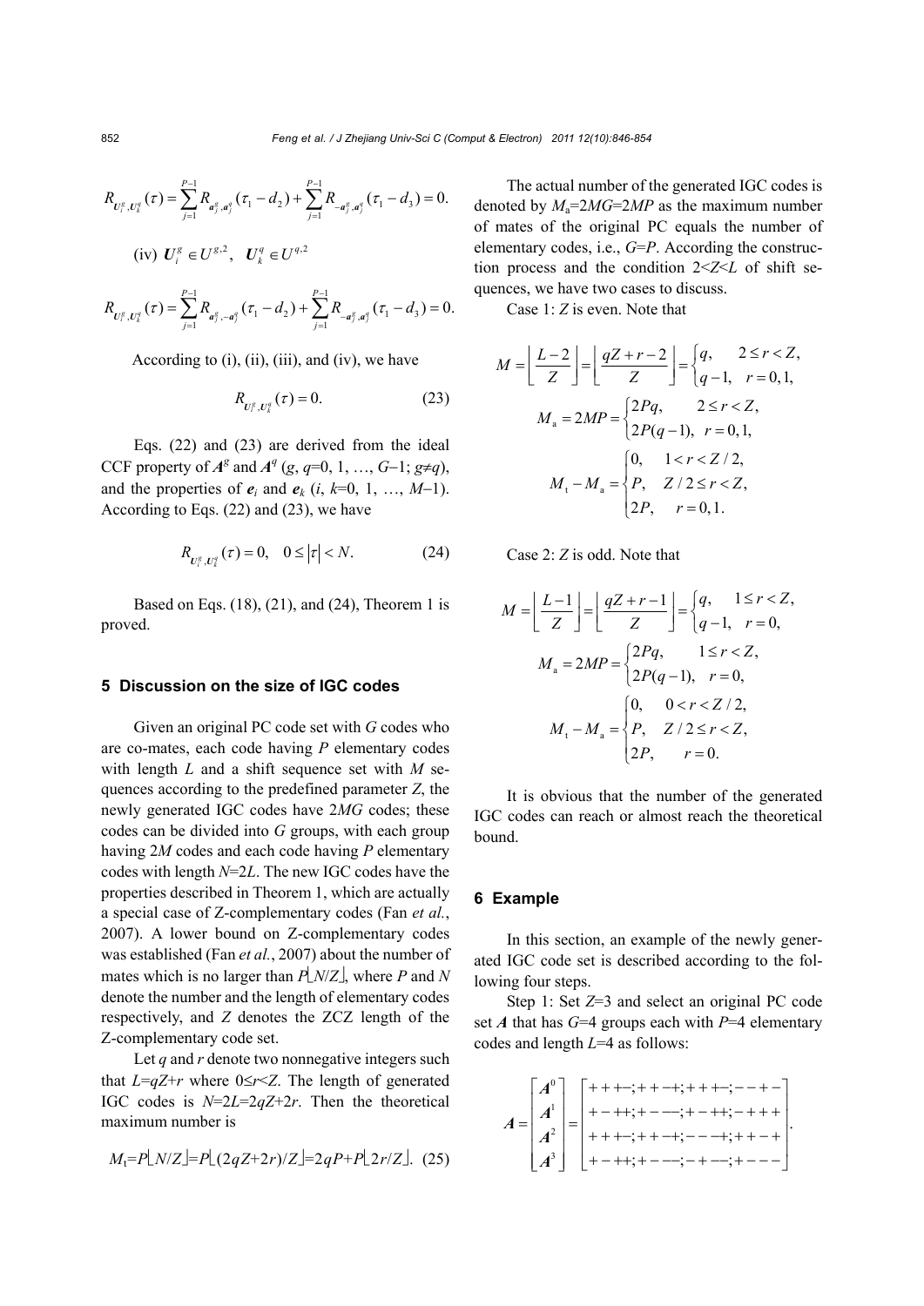$$R_{\boldsymbol{U}_i^g,\boldsymbol{U}_k^q}(\tau)=\sum_{j=1}^{P-1}R_{\boldsymbol{a}_j^g,\boldsymbol{a}_j^q}(\tau_1-d_2)+\sum_{j=1}^{P-1}R_{-\boldsymbol{a}_j^g,\boldsymbol{a}_j^q}(\tau_1-d_3)=0.$$

(iv) $\boldsymbol{U}_i^g\in U^{g,2},\quad \boldsymbol{U}_k^q\in U^{q,2}$

$$R_{\boldsymbol{U}_i^g,\boldsymbol{U}_k^q}(\tau)=\sum_{j=1}^{P-1}R_{\boldsymbol{a}_j^g,-\boldsymbol{a}_j^q}(\tau_1-d_2)+\sum_{j=1}^{P-1}R_{-\boldsymbol{a}_j^g,\boldsymbol{a}_j^q}(\tau_1-d_3)=0.$$

According to (i), (ii), (iii), and (iv), we have

$$R_{\boldsymbol{U}_i^g,\boldsymbol{U}_k^q}(\tau)=0. \tag{23}$$

Eqs. (22) and (23) are derived from the ideal CCF property of $\boldsymbol{A}^g$ and $\boldsymbol{A}^q$ ($g$, $q$=0, 1, …, $G$−1; $g\neq q$), and the properties of $\boldsymbol{e}_i$ and $\boldsymbol{e}_k$ ($i$, $k$=0, 1, …, $M$−1). According to Eqs. (22) and (23), we have

$$R_{\boldsymbol{U}_i^g,\boldsymbol{U}_k^q}(\tau)=0,\quad 0\le|\tau|<N. \tag{24}$$

Based on Eqs. (18), (21), and (24), Theorem 1 is proved.

## 5 Discussion on the size of IGC codes

Given an original PC code set with $G$ codes who are co-mates, each code having $P$ elementary codes with length $L$ and a shift sequence set with $M$ sequences according to the predefined parameter $Z$, the newly generated IGC codes have $2MG$ codes; these codes can be divided into $G$ groups, with each group having $2M$ codes and each code having $P$ elementary codes with length $N$=$2L$. The new IGC codes have the properties described in Theorem 1, which are actually a special case of Z-complementary codes (Fan *et al.*, 2007). A lower bound on Z-complementary codes was established (Fan *et al.*, 2007) about the number of mates which is no larger than $P\lfloor N/Z\rfloor$, where $P$ and $N$ denote the number and the length of elementary codes respectively, and $Z$ denotes the ZCZ length of the Z-complementary code set.

Let $q$ and $r$ denote two nonnegative integers such that $L$=$qZ$+$r$ where $0\le r<Z$. The length of generated IGC codes is $N$=$2L$=$2qZ$+$2r$. Then the theoretical maximum number is

$$M_{\rm t}=P\lfloor N/Z\rfloor=P\lfloor(2qZ+2r)/Z\rfloor=2qP+P\lfloor 2r/Z\rfloor. \tag{25}$$

The actual number of the generated IGC codes is denoted by $M_{\rm a}$=$2MG$=$2MP$ as the maximum number of mates of the original PC equals the number of elementary codes, i.e., $G$=$P$. According the construction process and the condition $2<Z<L$ of shift sequences, we have two cases to discuss.

Case 1: $Z$ is even. Note that

$$M=\left\lfloor\frac{L-2}{Z}\right\rfloor=\left\lfloor\frac{qZ+r-2}{Z}\right\rfloor=\begin{cases}q, & 2\le r<Z,\\ q-1, & r=0,1,\end{cases}$$

$$M_{\rm a}=2MP=\begin{cases}2Pq, & 2\le r<Z,\\ 2P(q-1), & r=0,1,\end{cases}$$

$$M_{\rm t}-M_{\rm a}=\begin{cases}0, & 1<r<Z/2,\\ P, & Z/2\le r<Z,\\ 2P, & r=0,1.\end{cases}$$

Case 2: $Z$ is odd. Note that

$$M=\left\lfloor\frac{L-1}{Z}\right\rfloor=\left\lfloor\frac{qZ+r-1}{Z}\right\rfloor=\begin{cases}q, & 1\le r<Z,\\ q-1, & r=0,\end{cases}$$

$$M_{\rm a}=2MP=\begin{cases}2Pq, & 1\le r<Z,\\ 2P(q-1), & r=0,\end{cases}$$

$$M_{\rm t}-M_{\rm a}=\begin{cases}0, & 0<r<Z/2,\\ P, & Z/2\le r<Z,\\ 2P, & r=0.\end{cases}$$

It is obvious that the number of the generated IGC codes can reach or almost reach the theoretical bound.

## 6 Example

In this section, an example of the newly generated IGC code set is described according to the following four steps.

Step 1: Set $Z$=3 and select an original PC code set $\boldsymbol{A}$ that has $G$=4 groups each with $P$=4 elementary codes and length $L$=4 as follows:

$$\boldsymbol{A}=\begin{bmatrix}\boldsymbol{A}^0\\ \boldsymbol{A}^1\\ \boldsymbol{A}^2\\ \boldsymbol{A}^3\end{bmatrix}=\begin{bmatrix}++\,+-;++-+;++\,+-;--+-\\ +-++;+---;+-++;-+++\\ ++\,+-;++-+;---+;++-+\\ +-++;+---;-+--;+---\end{bmatrix}.$$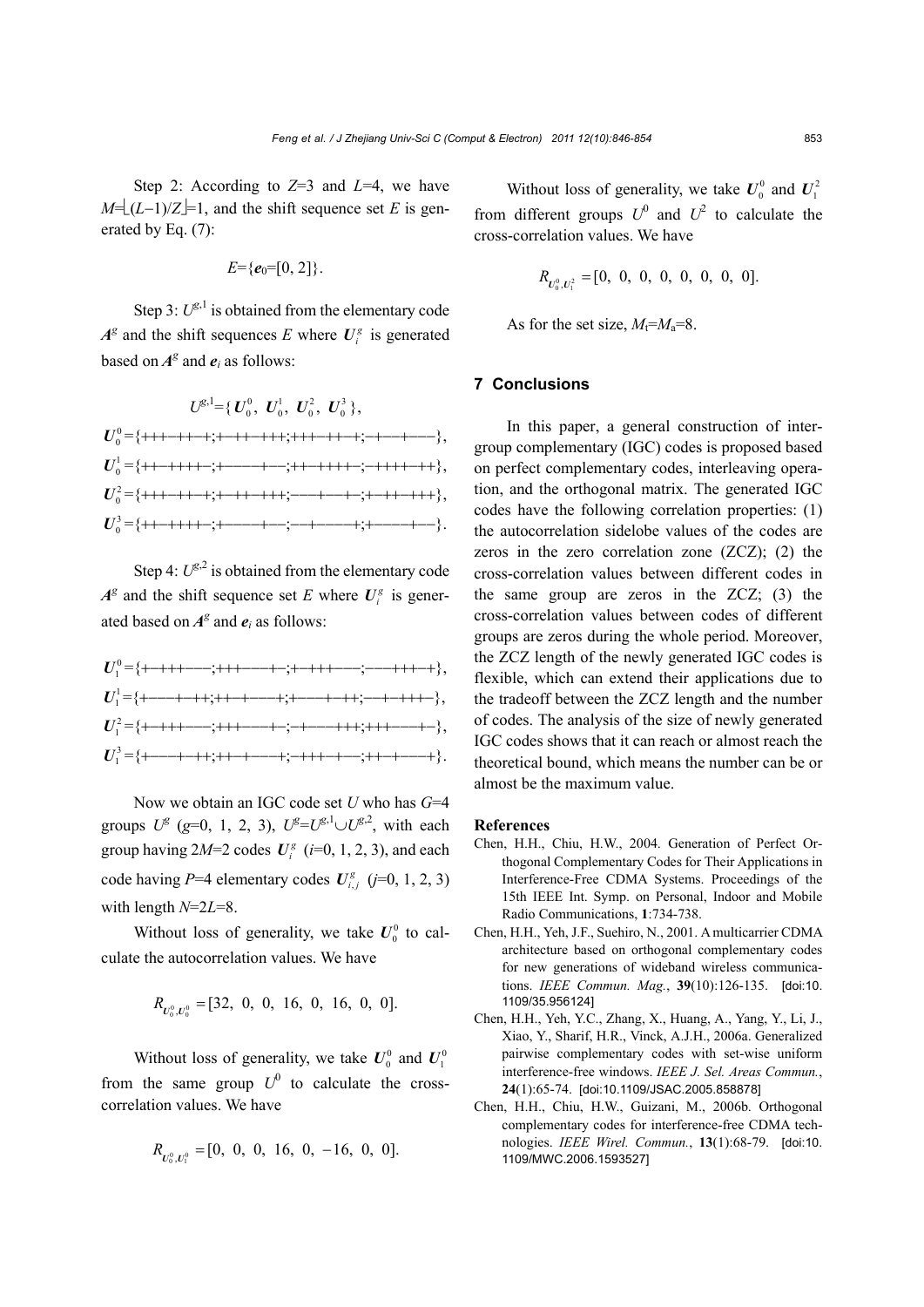Step 2: According to $Z$=3 and $L$=4, we have $M=\lfloor(L-1)/Z\rfloor=1$, and the shift sequence set $E$ is generated by Eq. (7):

$$E=\{\boldsymbol{e}_0=[0, 2]\}.$$

Step 3: $U^{g,1}$ is obtained from the elementary code $\boldsymbol{A}^g$ and the shift sequences $E$ where $\boldsymbol{U}_i^g$ is generated based on $\boldsymbol{A}^g$ and $\boldsymbol{e}_i$ as follows:

$$U^{g,1}=\{\boldsymbol{U}_0^0,\ \boldsymbol{U}_0^1,\ \boldsymbol{U}_0^2,\ \boldsymbol{U}_0^3\},$$

$\boldsymbol{U}_0^0$={+++−++−+;+−++−+++;+++−++−+;−+−−+−−−},

$\boldsymbol{U}_0^1$={++−++++−;+−−−−+−−;++−++++−;−++++−++},

$\boldsymbol{U}_0^2$={+++−++−+;+−++−+++;−−−+−−+−;+−++−+++},

$\boldsymbol{U}_0^3$={++−++++−;+−−−−+−−;−−+−−−−+;+−−−−+−−}.

Step 4: $U^{g,2}$ is obtained from the elementary code $\boldsymbol{A}^g$ and the shift sequence set $E$ where $\boldsymbol{U}_i^g$ is generated based on $\boldsymbol{A}^g$ and $\boldsymbol{e}_i$ as follows:

$\boldsymbol{U}_1^0$={+−+++−−−;+++−−−+−;+−+++−−−;−−−+++−+},

$\boldsymbol{U}_1^1$={+−−−+−++;++−+−−−+;+−−−+−++;−−+−+++−},

$\boldsymbol{U}_1^2$={+−+++−−−;+++−−−+−;−+−−−+++;+++−−−+−},

$\boldsymbol{U}_1^3$={+−−−+−++;++−+−−−+;−+++−+−−;++−+−−−+}.

Now we obtain an IGC code set $U$ who has $G$=4 groups $U^g$ ($g$=0, 1, 2, 3), $U^g=U^{g,1}\cup U^{g,2}$, with each group having $2M$=2 codes $\boldsymbol{U}_i^g$ ($i$=0, 1, 2, 3), and each code having $P$=4 elementary codes $\boldsymbol{U}_{i,j}^g$ ($j$=0, 1, 2, 3) with length $N$=2$L$=8.

Without loss of generality, we take $\boldsymbol{U}_0^0$ to calculate the autocorrelation values. We have

$$R_{\boldsymbol{U}_0^0,\boldsymbol{U}_0^0}=[32,\ 0,\ 0,\ 16,\ 0,\ 16,\ 0,\ 0].$$

Without loss of generality, we take $\boldsymbol{U}_0^0$ and $\boldsymbol{U}_1^0$ from the same group $U^0$ to calculate the cross-correlation values. We have

$$R_{\boldsymbol{U}_0^0,\boldsymbol{U}_1^0}=[0,\ 0,\ 0,\ 16,\ 0,\ -16,\ 0,\ 0].$$

Without loss of generality, we take $\boldsymbol{U}_0^0$ and $\boldsymbol{U}_1^2$ from different groups $U^0$ and $U^2$ to calculate the cross-correlation values. We have

$$R_{\boldsymbol{U}_0^0,\boldsymbol{U}_1^2}=[0,\ 0,\ 0,\ 0,\ 0,\ 0,\ 0,\ 0].$$

As for the set size, $M_t=M_a$=8.

## 7 Conclusions

In this paper, a general construction of inter-group complementary (IGC) codes is proposed based on perfect complementary codes, interleaving operation, and the orthogonal matrix. The generated IGC codes have the following correlation properties: (1) the autocorrelation sidelobe values of the codes are zeros in the zero correlation zone (ZCZ); (2) the cross-correlation values between different codes in the same group are zeros in the ZCZ; (3) the cross-correlation values between codes of different groups are zeros during the whole period. Moreover, the ZCZ length of the newly generated IGC codes is flexible, which can extend their applications due to the tradeoff between the ZCZ length and the number of codes. The analysis of the size of newly generated IGC codes shows that it can reach or almost reach the theoretical bound, which means the number can be or almost be the maximum value.

## References

Chen, H.H., Chiu, H.W., 2004. Generation of Perfect Orthogonal Complementary Codes for Their Applications in Interference-Free CDMA Systems. Proceedings of the 15th IEEE Int. Symp. on Personal, Indoor and Mobile Radio Communications, **1**:734-738.

Chen, H.H., Yeh, J.F., Suehiro, N., 2001. A multicarrier CDMA architecture based on orthogonal complementary codes for new generations of wideband wireless communications. *IEEE Commun. Mag.*, **39**(10):126-135. [doi:10.1109/35.956124]

Chen, H.H., Yeh, Y.C., Zhang, X., Huang, A., Yang, Y., Li, J., Xiao, Y., Sharif, H.R., Vinck, A.J.H., 2006a. Generalized pairwise complementary codes with set-wise uniform interference-free windows. *IEEE J. Sel. Areas Commun.*, **24**(1):65-74. [doi:10.1109/JSAC.2005.858878]

Chen, H.H., Chiu, H.W., Guizani, M., 2006b. Orthogonal complementary codes for interference-free CDMA technologies. *IEEE Wirel. Commun.*, **13**(1):68-79. [doi:10.1109/MWC.2006.1593527]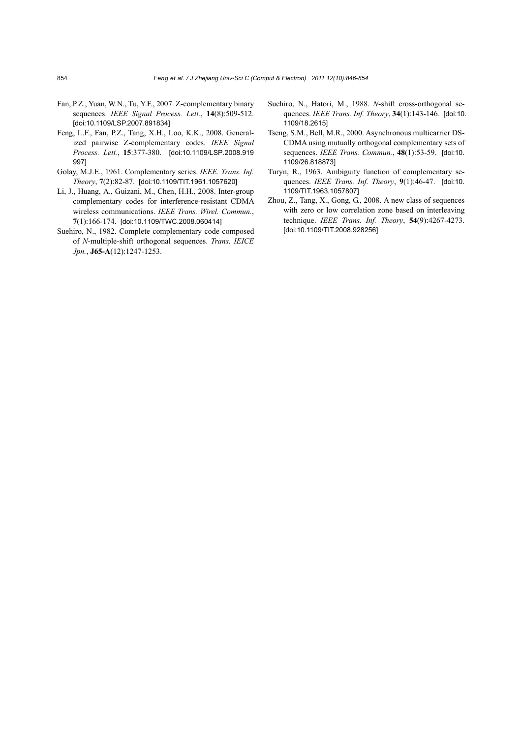Fan, P.Z., Yuan, W.N., Tu, Y.F., 2007. Z-complementary binary sequences. *IEEE Signal Process. Lett.*, **14**(8):509-512. [doi:10.1109/LSP.2007.891834]

Feng, L.F., Fan, P.Z., Tang, X.H., Loo, K.K., 2008. Generalized pairwise Z-complementary codes. *IEEE Signal Process. Lett.*, **15**:377-380. [doi:10.1109/LSP.2008.919997]

Golay, M.J.E., 1961. Complementary series. *IEEE. Trans. Inf. Theory*, **7**(2):82-87. [doi:10.1109/TIT.1961.1057620]

Li, J., Huang, A., Guizani, M., Chen, H.H., 2008. Inter-group complementary codes for interference-resistant CDMA wireless communications. *IEEE Trans. Wirel. Commun.*, **7**(1):166-174. [doi:10.1109/TWC.2008.060414]

Suehiro, N., 1982. Complete complementary code composed of *N*-multiple-shift orthogonal sequences. *Trans. IEICE Jpn.*, **J65-A**(12):1247-1253.

Suehiro, N., Hatori, M., 1988. *N*-shift cross-orthogonal sequences. *IEEE Trans. Inf. Theory*, **34**(1):143-146. [doi:10.1109/18.2615]

Tseng, S.M., Bell, M.R., 2000. Asynchronous multicarrier DS-CDMA using mutually orthogonal complementary sets of sequences. *IEEE Trans. Commun.*, **48**(1):53-59. [doi:10.1109/26.818873]

Turyn, R., 1963. Ambiguity function of complementary sequences. *IEEE Trans. Inf. Theory*, **9**(1):46-47. [doi:10.1109/TIT.1963.1057807]

Zhou, Z., Tang, X., Gong, G., 2008. A new class of sequences with zero or low correlation zone based on interleaving technique. *IEEE Trans. Inf. Theory*, **54**(9):4267-4273. [doi:10.1109/TIT.2008.928256]